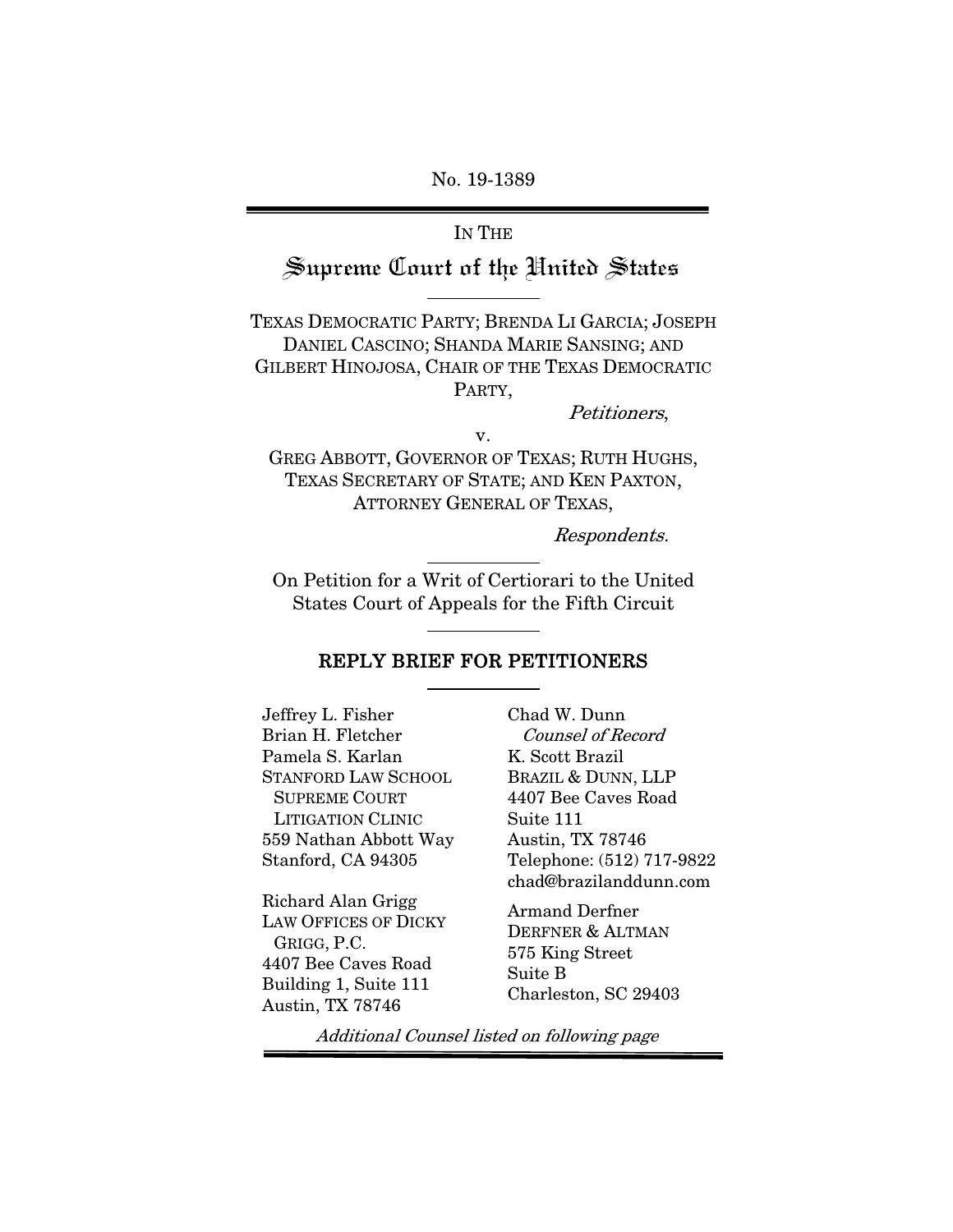No. 19-1389

IN THE

# Supreme Court of the United States

TEXAS DEMOCRATIC PARTY; BRENDA LI GARCIA; JOSEPH DANIEL CASCINO; SHANDA MARIE SANSING; AND GILBERT HINOJOSA, CHAIR OF THE TEXAS DEMOCRATIC PARTY,

*Petitioners*,

v.

GREG ABBOTT, GOVERNOR OF TEXAS; RUTH HUGHS, TEXAS SECRETARY OF STATE; AND KEN PAXTON, ATTORNEY GENERAL OF TEXAS,

*Respondents.*

On Petition for a Writ of Certiorari to the United States Court of Appeals for the Fifth Circuit

## REPLY BRIEF FOR PETITIONERS

Jeffrey L. Fisher
Brian H. Fletcher
Pamela S. Karlan
STANFORD LAW SCHOOL
SUPREME COURT
LITIGATION CLINIC
559 Nathan Abbott Way
Stanford, CA 94305

Richard Alan Grigg
LAW OFFICES OF DICKY GRIGG, P.C.
4407 Bee Caves Road
Building 1, Suite 111
Austin, TX 78746

Chad W. Dunn
*Counsel of Record*
K. Scott Brazil
BRAZIL & DUNN, LLP
4407 Bee Caves Road
Suite 111
Austin, TX 78746
Telephone: (512) 717-9822
chad@brazilanddunn.com

Armand Derfner
DERFNER & ALTMAN
575 King Street
Suite B
Charleston, SC 29403

*Additional Counsel listed on following page*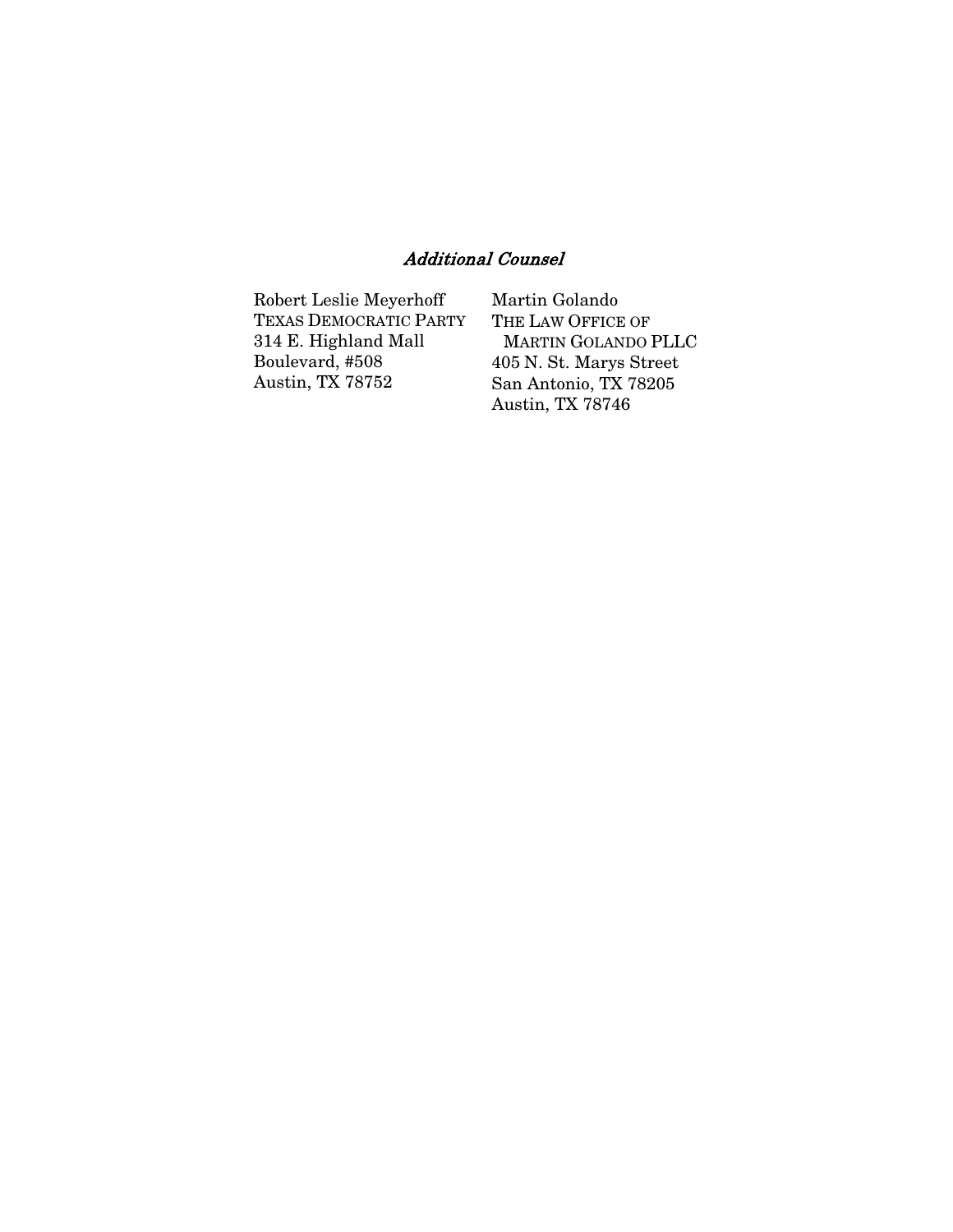*Additional Counsel*

Robert Leslie Meyerhoff
TEXAS DEMOCRATIC PARTY
314 E. Highland Mall
Boulevard, #508
Austin, TX 78752

Martin Golando
THE LAW OFFICE OF
MARTIN GOLANDO PLLC
405 N. St. Marys Street
San Antonio, TX 78205
Austin, TX 78746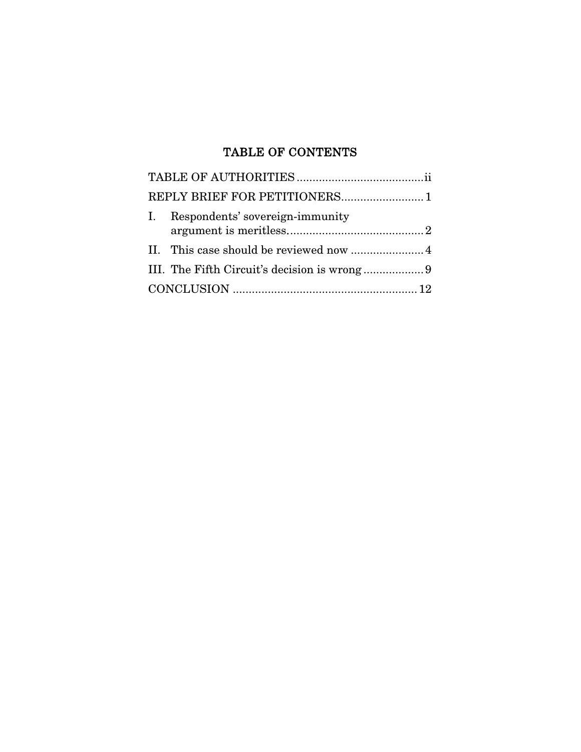# TABLE OF CONTENTS

| | |
|---|---|
| TABLE OF AUTHORITIES | ii |
| REPLY BRIEF FOR PETITIONERS | 1 |
| I. Respondents' sovereign-immunity argument is meritless. | 2 |
| II. This case should be reviewed now | 4 |
| III. The Fifth Circuit's decision is wrong | 9 |
| CONCLUSION | 12 |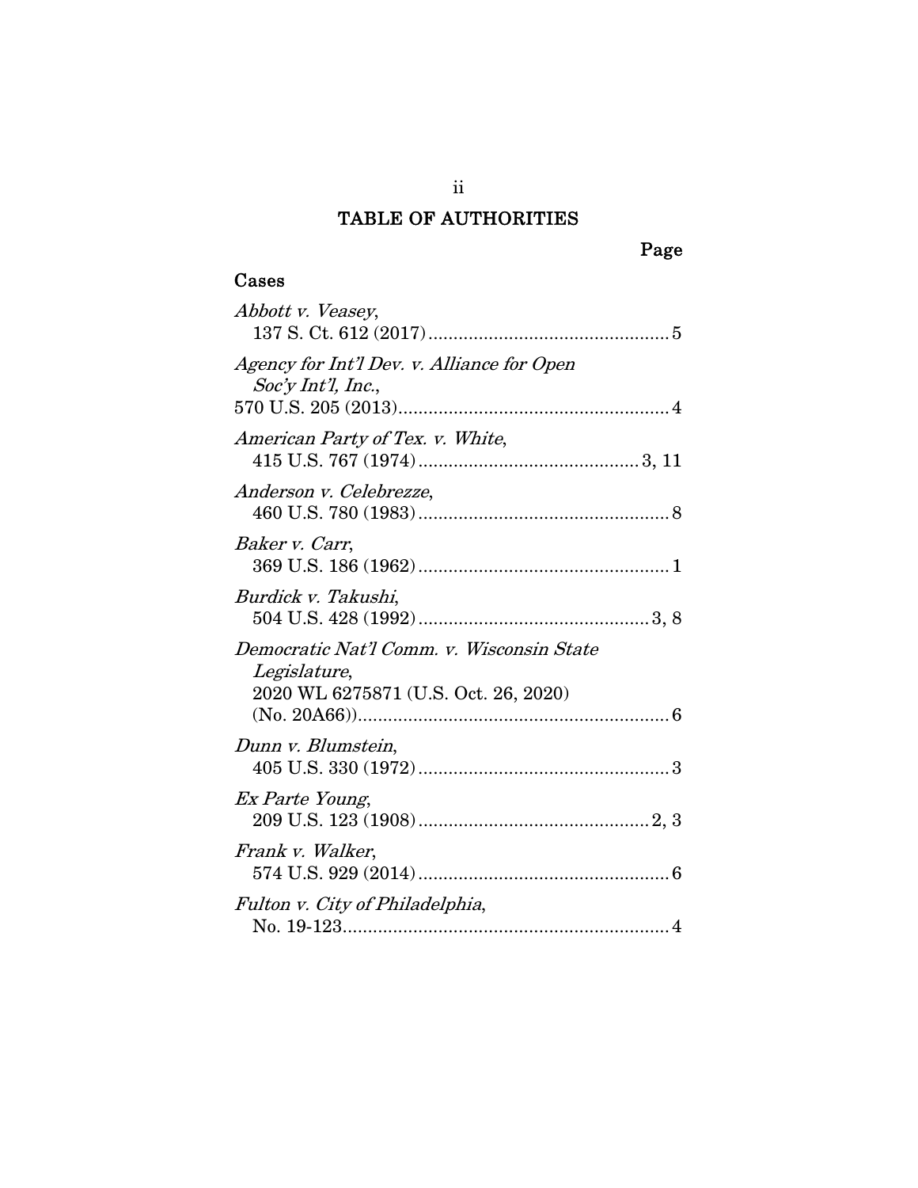# TABLE OF AUTHORITIES

Page

## Cases

*Abbott v. Veasey*,
137 S. Ct. 612 (2017) ............................................... 5

*Agency for Int'l Dev. v. Alliance for Open Soc'y Int'l, Inc.*,
570 U.S. 205 (2013) ..................................................... 4

*American Party of Tex. v. White*,
415 U.S. 767 (1974) ........................................... 3, 11

*Anderson v. Celebrezze*,
460 U.S. 780 (1983) ................................................. 8

*Baker v. Carr*,
369 U.S. 186 (1962) ................................................. 1

*Burdick v. Takushi*,
504 U.S. 428 (1992) ............................................. 3, 8

*Democratic Nat'l Comm. v. Wisconsin State Legislature*,
2020 WL 6275871 (U.S. Oct. 26, 2020)
(No. 20A66)) ............................................................. 6

*Dunn v. Blumstein*,
405 U.S. 330 (1972) ................................................. 3

*Ex Parte Young*,
209 U.S. 123 (1908) ............................................. 2, 3

*Frank v. Walker*,
574 U.S. 929 (2014) ................................................. 6

*Fulton v. City of Philadelphia*,
No. 19-123 ................................................................ 4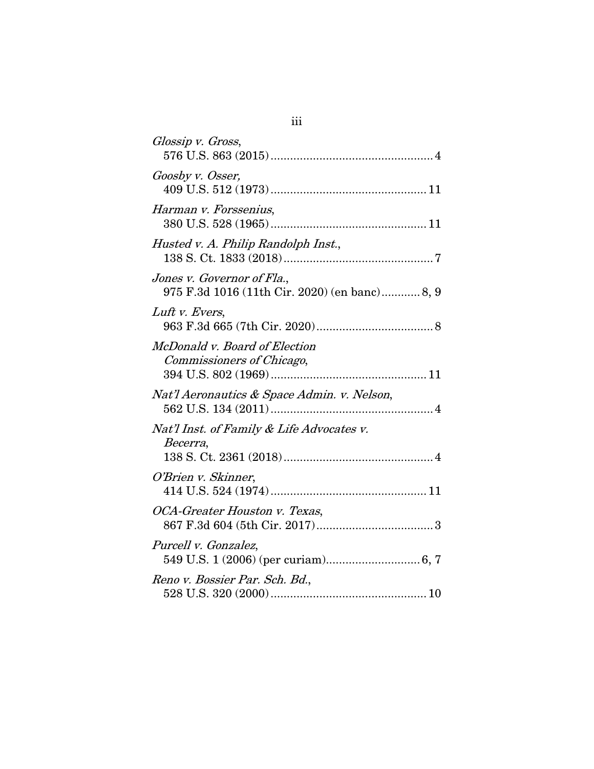*Glossip v. Gross*,
576 U.S. 863 (2015) .................................................. 4

*Goosby v. Osser,*
409 U.S. 512 (1973) ................................................ 11

*Harman v. Forssenius*,
380 U.S. 528 (1965) ................................................ 11

*Husted v. A. Philip Randolph Inst.*,
138 S. Ct. 1833 (2018) .............................................. 7

*Jones v. Governor of Fla.*,
975 F.3d 1016 (11th Cir. 2020) (en banc) ............ 8, 9

*Luft v. Evers*,
963 F.3d 665 (7th Cir. 2020) .................................... 8

*McDonald v. Board of Election Commissioners of Chicago*,
394 U.S. 802 (1969) ................................................ 11

*Nat'l Aeronautics & Space Admin. v. Nelson*,
562 U.S. 134 (2011) .................................................. 4

*Nat'l Inst. of Family & Life Advocates v. Becerra*,
138 S. Ct. 2361 (2018) .............................................. 4

*O'Brien v. Skinner*,
414 U.S. 524 (1974) ................................................ 11

*OCA-Greater Houston v. Texas*,
867 F.3d 604 (5th Cir. 2017) .................................... 3

*Purcell v. Gonzalez*,
549 U.S. 1 (2006) (per curiam) ............................. 6, 7

*Reno v. Bossier Par. Sch. Bd.*,
528 U.S. 320 (2000) ................................................ 10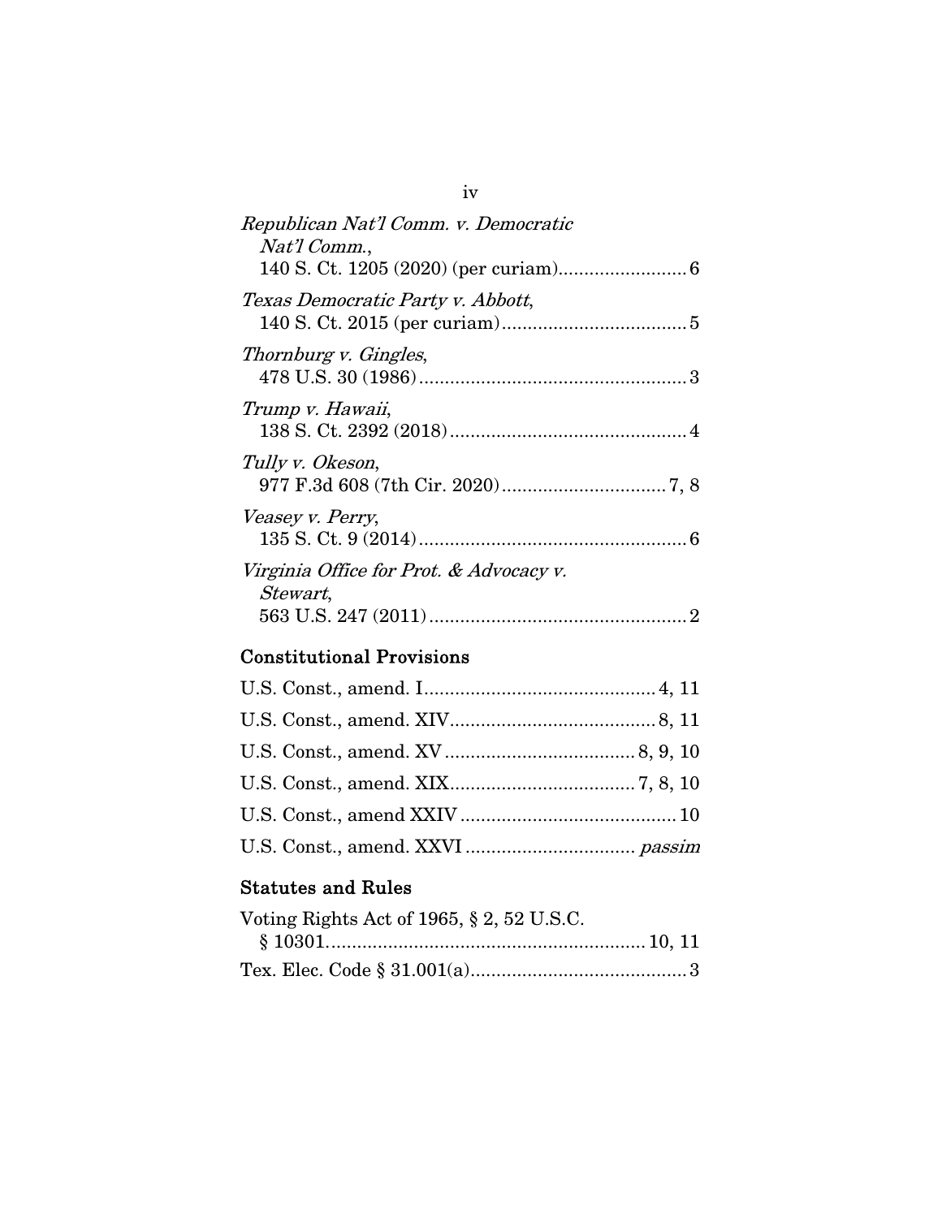*Republican Nat'l Comm. v. Democratic Nat'l Comm.*,
140 S. Ct. 1205 (2020) (per curiam) .......................... 6

*Texas Democratic Party v. Abbott*,
140 S. Ct. 2015 (per curiam) .................................... 5

*Thornburg v. Gingles*,
478 U.S. 30 (1986) .................................................... 3

*Trump v. Hawaii*,
138 S. Ct. 2392 (2018) .............................................. 4

*Tully v. Okeson*,
977 F.3d 608 (7th Cir. 2020) ................................ 7, 8

*Veasey v. Perry*,
135 S. Ct. 9 (2014) .................................................... 6

*Virginia Office for Prot. & Advocacy v. Stewart*,
563 U.S. 247 (2011) .................................................. 2

## Constitutional Provisions

U.S. Const., amend. I ............................................. 4, 11

U.S. Const., amend. XIV ......................................... 8, 11

U.S. Const., amend. XV ..................................... 8, 9, 10

U.S. Const., amend. XIX .................................... 7, 8, 10

U.S. Const., amend XXIV .......................................... 10

U.S. Const., amend. XXVI ................................. *passim*

## Statutes and Rules

Voting Rights Act of 1965, § 2, 52 U.S.C.
§ 10301 ............................................................. 10, 11

Tex. Elec. Code § 31.001(a) .......................................... 3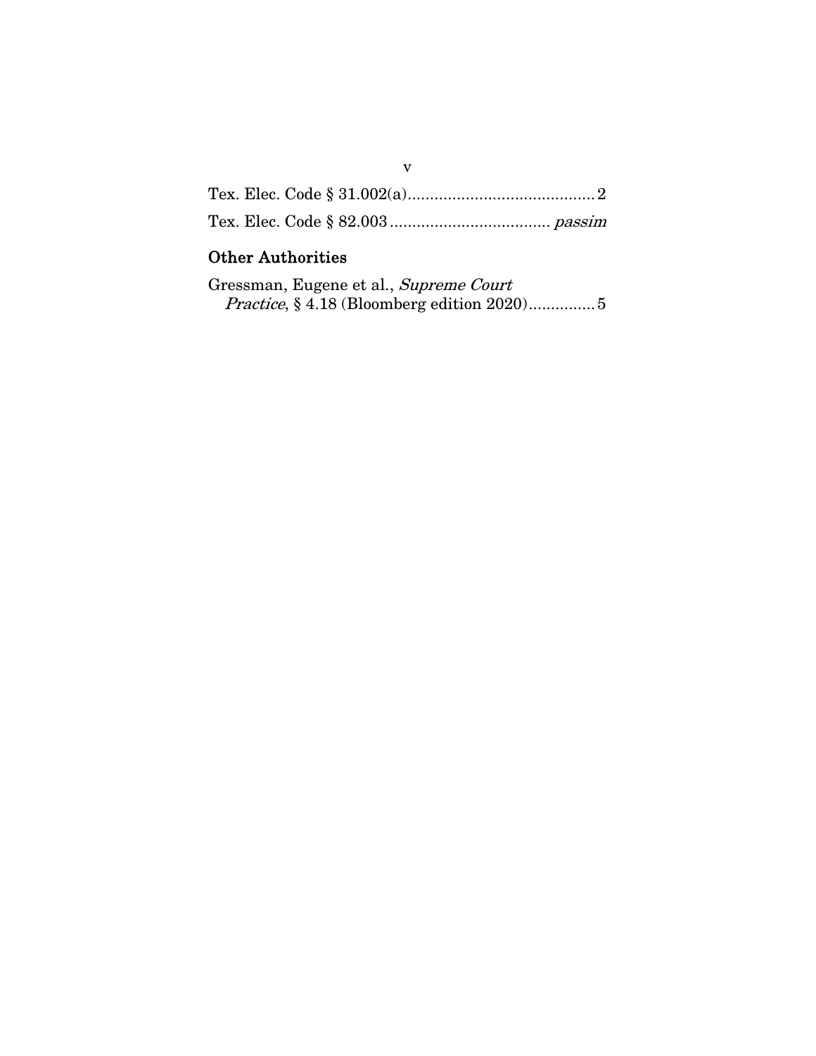Tex. Elec. Code § 31.002(a)..........................................2

Tex. Elec. Code § 82.003.................................... *passim*

## Other Authorities

Gressman, Eugene et al., *Supreme Court Practice*, § 4.18 (Bloomberg edition 2020)...............5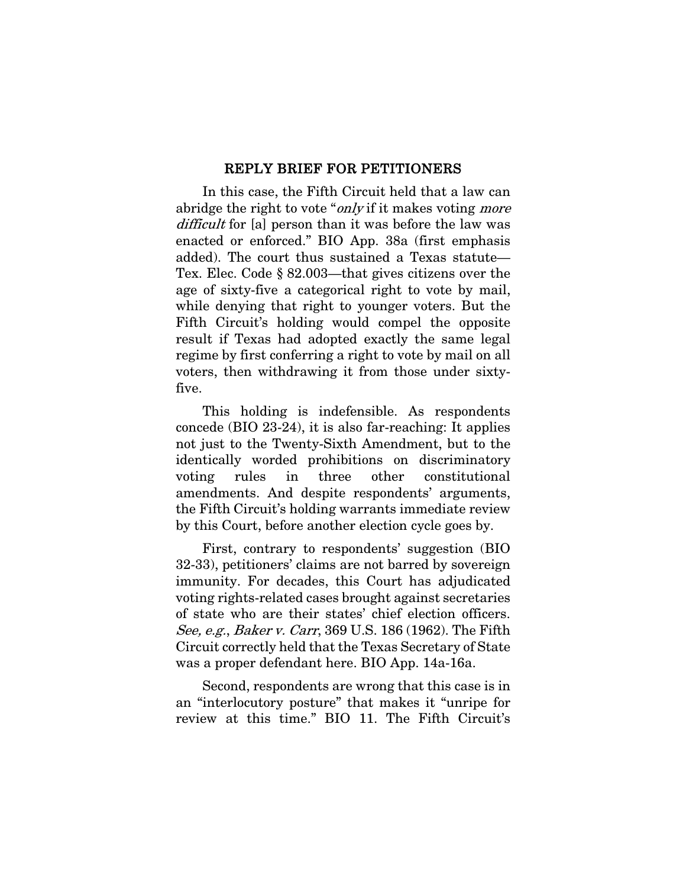## REPLY BRIEF FOR PETITIONERS

In this case, the Fifth Circuit held that a law can abridge the right to vote "*only* if it makes voting *more difficult* for [a] person than it was before the law was enacted or enforced." BIO App. 38a (first emphasis added). The court thus sustained a Texas statute—Tex. Elec. Code § 82.003—that gives citizens over the age of sixty-five a categorical right to vote by mail, while denying that right to younger voters. But the Fifth Circuit's holding would compel the opposite result if Texas had adopted exactly the same legal regime by first conferring a right to vote by mail on all voters, then withdrawing it from those under sixty-five.

This holding is indefensible. As respondents concede (BIO 23-24), it is also far-reaching: It applies not just to the Twenty-Sixth Amendment, but to the identically worded prohibitions on discriminatory voting rules in three other constitutional amendments. And despite respondents' arguments, the Fifth Circuit's holding warrants immediate review by this Court, before another election cycle goes by.

First, contrary to respondents' suggestion (BIO 32-33), petitioners' claims are not barred by sovereign immunity. For decades, this Court has adjudicated voting rights-related cases brought against secretaries of state who are their states' chief election officers. *See, e.g.*, *Baker v. Carr*, 369 U.S. 186 (1962). The Fifth Circuit correctly held that the Texas Secretary of State was a proper defendant here. BIO App. 14a-16a.

Second, respondents are wrong that this case is in an "interlocutory posture" that makes it "unripe for review at this time." BIO 11. The Fifth Circuit's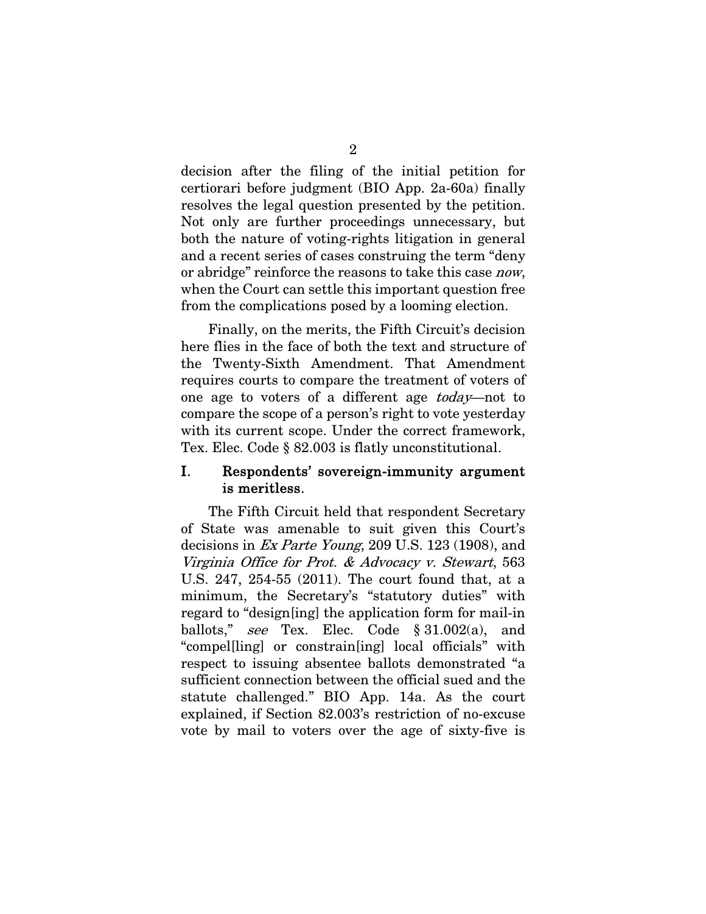decision after the filing of the initial petition for certiorari before judgment (BIO App. 2a-60a) finally resolves the legal question presented by the petition. Not only are further proceedings unnecessary, but both the nature of voting-rights litigation in general and a recent series of cases construing the term "deny or abridge" reinforce the reasons to take this case *now*, when the Court can settle this important question free from the complications posed by a looming election.

Finally, on the merits, the Fifth Circuit's decision here flies in the face of both the text and structure of the Twenty-Sixth Amendment. That Amendment requires courts to compare the treatment of voters of one age to voters of a different age *today*—not to compare the scope of a person's right to vote yesterday with its current scope. Under the correct framework, Tex. Elec. Code § 82.003 is flatly unconstitutional.

## I. Respondents' sovereign-immunity argument is meritless.

The Fifth Circuit held that respondent Secretary of State was amenable to suit given this Court's decisions in *Ex Parte Young*, 209 U.S. 123 (1908), and *Virginia Office for Prot. & Advocacy v. Stewart*, 563 U.S. 247, 254-55 (2011). The court found that, at a minimum, the Secretary's "statutory duties" with regard to "design[ing] the application form for mail-in ballots," *see* Tex. Elec. Code § 31.002(a), and "compel[ling] or constrain[ing] local officials" with respect to issuing absentee ballots demonstrated "a sufficient connection between the official sued and the statute challenged." BIO App. 14a. As the court explained, if Section 82.003's restriction of no-excuse vote by mail to voters over the age of sixty-five is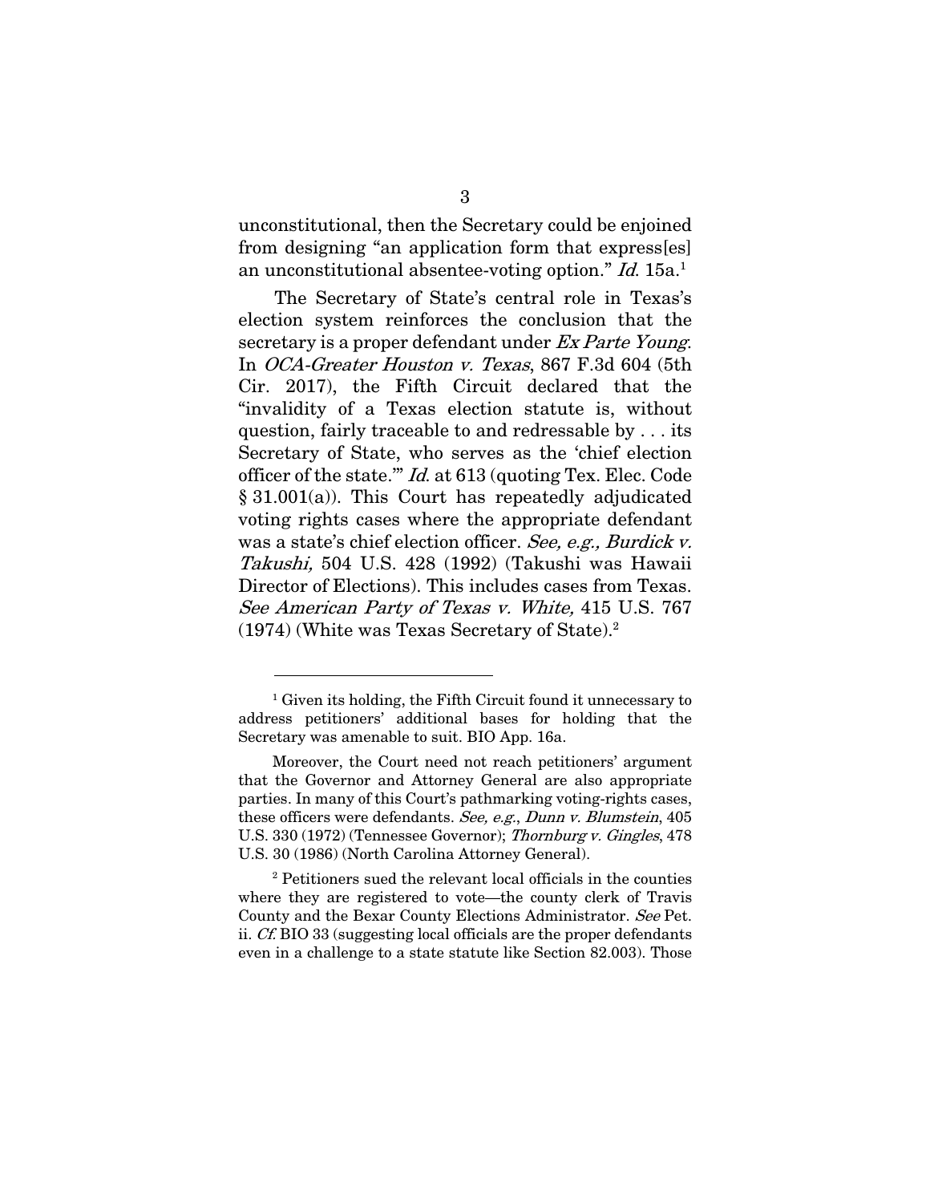unconstitutional, then the Secretary could be enjoined from designing "an application form that express[es] an unconstitutional absentee-voting option." *Id.* 15a.[1]

The Secretary of State's central role in Texas's election system reinforces the conclusion that the secretary is a proper defendant under *Ex Parte Young*. In *OCA-Greater Houston v. Texas*, 867 F.3d 604 (5th Cir. 2017), the Fifth Circuit declared that the "invalidity of a Texas election statute is, without question, fairly traceable to and redressable by . . . its Secretary of State, who serves as the 'chief election officer of the state.'" *Id.* at 613 (quoting Tex. Elec. Code § 31.001(a)). This Court has repeatedly adjudicated voting rights cases where the appropriate defendant was a state's chief election officer. *See, e.g., Burdick v. Takushi,* 504 U.S. 428 (1992) (Takushi was Hawaii Director of Elections). This includes cases from Texas. *See American Party of Texas v. White,* 415 U.S. 767 (1974) (White was Texas Secretary of State).[2]

---

[1] Given its holding, the Fifth Circuit found it unnecessary to address petitioners' additional bases for holding that the Secretary was amenable to suit. BIO App. 16a.

Moreover, the Court need not reach petitioners' argument that the Governor and Attorney General are also appropriate parties. In many of this Court's pathmarking voting-rights cases, these officers were defendants. *See, e.g.*, *Dunn v. Blumstein*, 405 U.S. 330 (1972) (Tennessee Governor); *Thornburg v. Gingles*, 478 U.S. 30 (1986) (North Carolina Attorney General).

[2] Petitioners sued the relevant local officials in the counties where they are registered to vote—the county clerk of Travis County and the Bexar County Elections Administrator. *See* Pet. ii. *Cf.* BIO 33 (suggesting local officials are the proper defendants even in a challenge to a state statute like Section 82.003). Those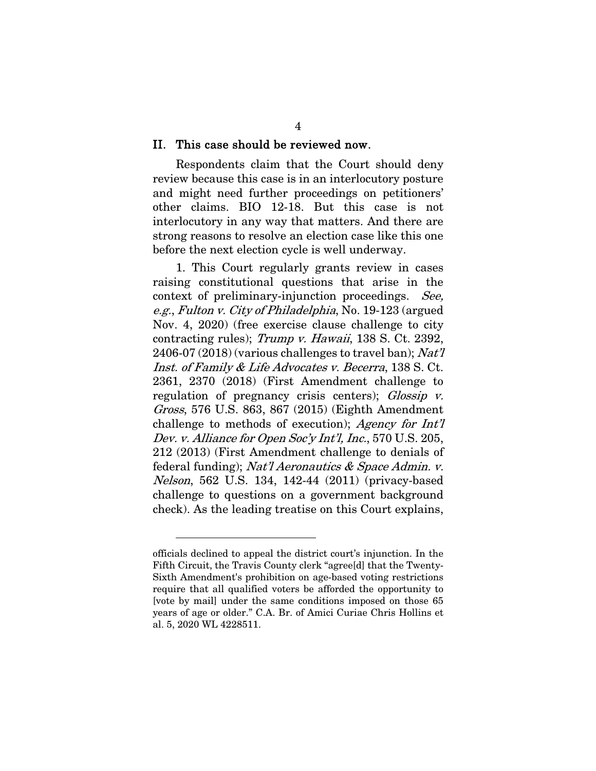## II. This case should be reviewed now.

Respondents claim that the Court should deny review because this case is in an interlocutory posture and might need further proceedings on petitioners' other claims. BIO 12-18. But this case is not interlocutory in any way that matters. And there are strong reasons to resolve an election case like this one before the next election cycle is well underway.

1. This Court regularly grants review in cases raising constitutional questions that arise in the context of preliminary-injunction proceedings. *See, e.g.*, *Fulton v. City of Philadelphia*, No. 19-123 (argued Nov. 4, 2020) (free exercise clause challenge to city contracting rules); *Trump v. Hawaii*, 138 S. Ct. 2392, 2406-07 (2018) (various challenges to travel ban); *Nat'l Inst. of Family & Life Advocates v. Becerra*, 138 S. Ct. 2361, 2370 (2018) (First Amendment challenge to regulation of pregnancy crisis centers); *Glossip v. Gross*, 576 U.S. 863, 867 (2015) (Eighth Amendment challenge to methods of execution); *Agency for Int'l Dev. v. Alliance for Open Soc'y Int'l, Inc.*, 570 U.S. 205, 212 (2013) (First Amendment challenge to denials of federal funding); *Nat'l Aeronautics & Space Admin. v. Nelson*, 562 U.S. 134, 142-44 (2011) (privacy-based challenge to questions on a government background check). As the leading treatise on this Court explains,

---

officials declined to appeal the district court's injunction. In the Fifth Circuit, the Travis County clerk "agree[d] that the Twenty-Sixth Amendment's prohibition on age-based voting restrictions require that all qualified voters be afforded the opportunity to [vote by mail] under the same conditions imposed on those 65 years of age or older." C.A. Br. of Amici Curiae Chris Hollins et al. 5, 2020 WL 4228511.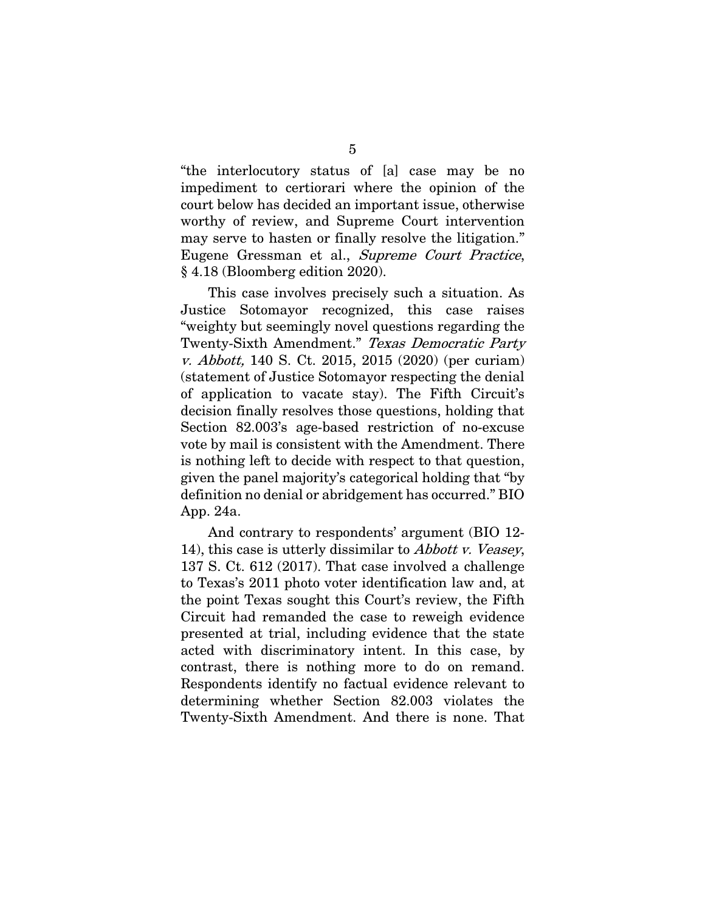"the interlocutory status of [a] case may be no impediment to certiorari where the opinion of the court below has decided an important issue, otherwise worthy of review, and Supreme Court intervention may serve to hasten or finally resolve the litigation." Eugene Gressman et al., *Supreme Court Practice*, § 4.18 (Bloomberg edition 2020).

This case involves precisely such a situation. As Justice Sotomayor recognized, this case raises "weighty but seemingly novel questions regarding the Twenty-Sixth Amendment." *Texas Democratic Party v. Abbott,* 140 S. Ct. 2015, 2015 (2020) (per curiam) (statement of Justice Sotomayor respecting the denial of application to vacate stay). The Fifth Circuit's decision finally resolves those questions, holding that Section 82.003's age-based restriction of no-excuse vote by mail is consistent with the Amendment. There is nothing left to decide with respect to that question, given the panel majority's categorical holding that "by definition no denial or abridgement has occurred." BIO App. 24a.

And contrary to respondents' argument (BIO 12-14), this case is utterly dissimilar to *Abbott v. Veasey*, 137 S. Ct. 612 (2017). That case involved a challenge to Texas's 2011 photo voter identification law and, at the point Texas sought this Court's review, the Fifth Circuit had remanded the case to reweigh evidence presented at trial, including evidence that the state acted with discriminatory intent. In this case, by contrast, there is nothing more to do on remand. Respondents identify no factual evidence relevant to determining whether Section 82.003 violates the Twenty-Sixth Amendment. And there is none. That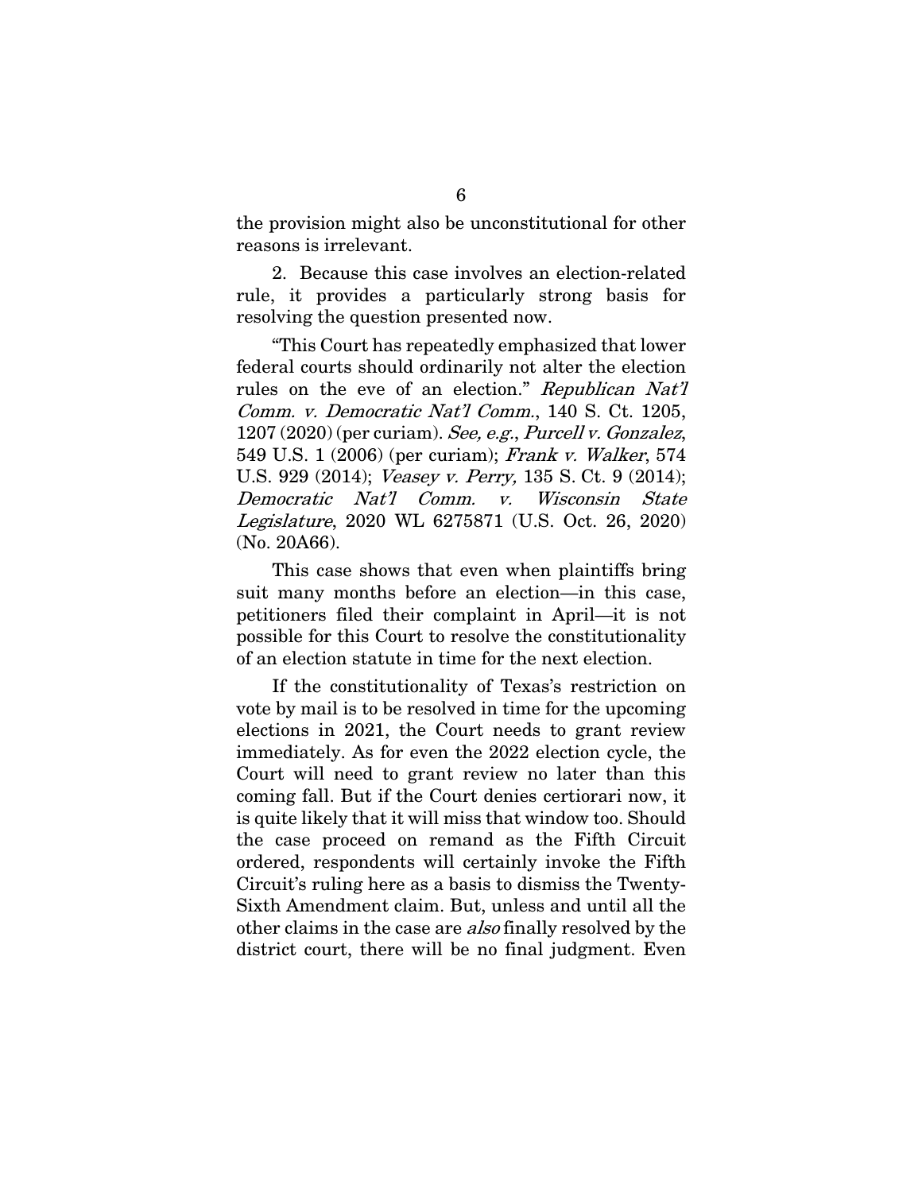the provision might also be unconstitutional for other reasons is irrelevant.

2. Because this case involves an election-related rule, it provides a particularly strong basis for resolving the question presented now.

"This Court has repeatedly emphasized that lower federal courts should ordinarily not alter the election rules on the eve of an election." *Republican Nat'l Comm. v. Democratic Nat'l Comm.*, 140 S. Ct. 1205, 1207 (2020) (per curiam). *See, e.g.*, *Purcell v. Gonzalez*, 549 U.S. 1 (2006) (per curiam); *Frank v. Walker*, 574 U.S. 929 (2014); *Veasey v. Perry,* 135 S. Ct. 9 (2014); *Democratic Nat'l Comm. v. Wisconsin State Legislature*, 2020 WL 6275871 (U.S. Oct. 26, 2020) (No. 20A66).

This case shows that even when plaintiffs bring suit many months before an election—in this case, petitioners filed their complaint in April—it is not possible for this Court to resolve the constitutionality of an election statute in time for the next election.

If the constitutionality of Texas's restriction on vote by mail is to be resolved in time for the upcoming elections in 2021, the Court needs to grant review immediately. As for even the 2022 election cycle, the Court will need to grant review no later than this coming fall. But if the Court denies certiorari now, it is quite likely that it will miss that window too. Should the case proceed on remand as the Fifth Circuit ordered, respondents will certainly invoke the Fifth Circuit's ruling here as a basis to dismiss the Twenty-Sixth Amendment claim. But, unless and until all the other claims in the case are *also* finally resolved by the district court, there will be no final judgment. Even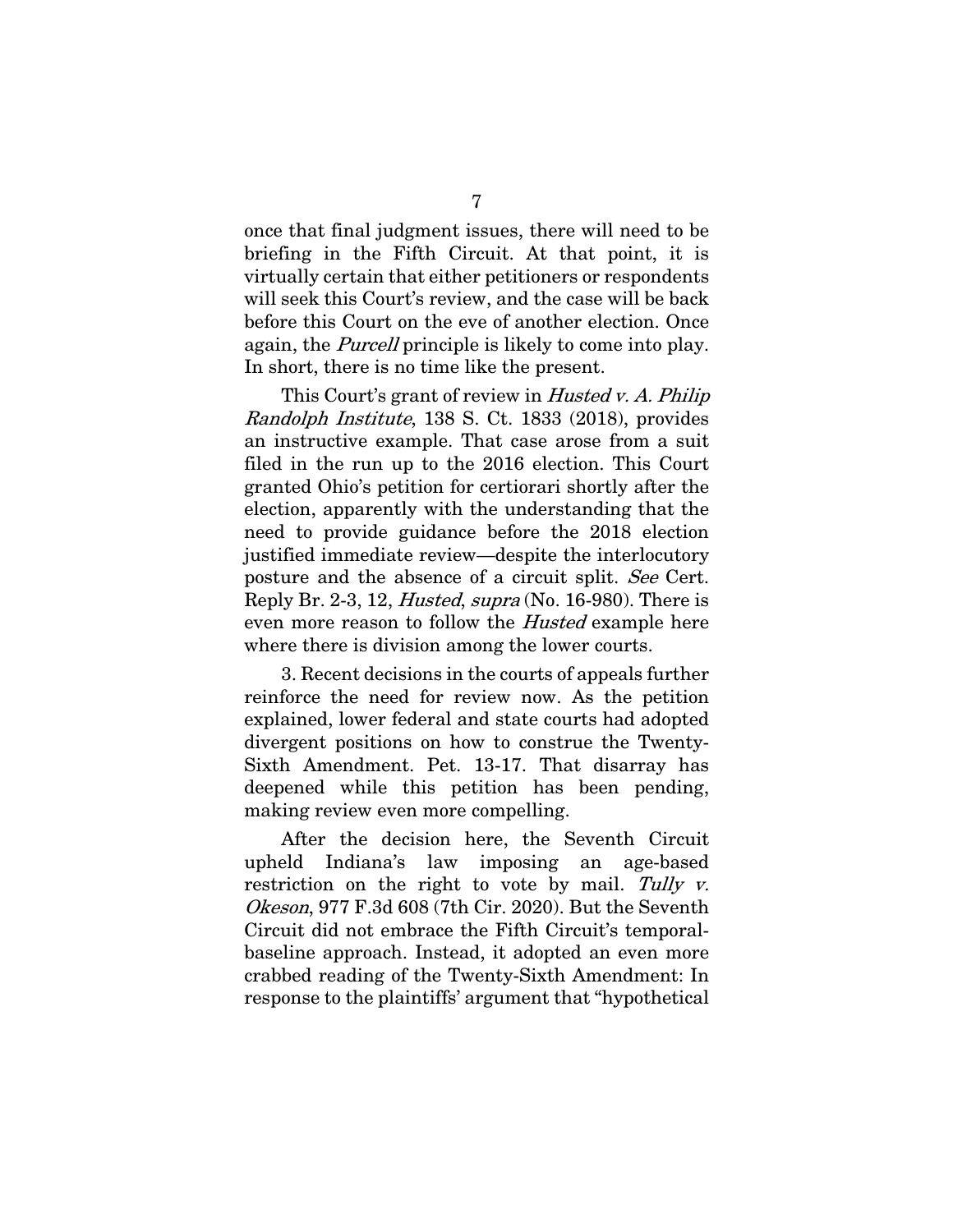once that final judgment issues, there will need to be briefing in the Fifth Circuit. At that point, it is virtually certain that either petitioners or respondents will seek this Court's review, and the case will be back before this Court on the eve of another election. Once again, the *Purcell* principle is likely to come into play. In short, there is no time like the present.

This Court's grant of review in *Husted v. A. Philip Randolph Institute*, 138 S. Ct. 1833 (2018), provides an instructive example. That case arose from a suit filed in the run up to the 2016 election. This Court granted Ohio's petition for certiorari shortly after the election, apparently with the understanding that the need to provide guidance before the 2018 election justified immediate review—despite the interlocutory posture and the absence of a circuit split. *See* Cert. Reply Br. 2-3, 12, *Husted*, *supra* (No. 16-980). There is even more reason to follow the *Husted* example here where there is division among the lower courts.

3. Recent decisions in the courts of appeals further reinforce the need for review now. As the petition explained, lower federal and state courts had adopted divergent positions on how to construe the Twenty-Sixth Amendment. Pet. 13-17. That disarray has deepened while this petition has been pending, making review even more compelling.

After the decision here, the Seventh Circuit upheld Indiana's law imposing an age-based restriction on the right to vote by mail. *Tully v. Okeson*, 977 F.3d 608 (7th Cir. 2020). But the Seventh Circuit did not embrace the Fifth Circuit's temporal-baseline approach. Instead, it adopted an even more crabbed reading of the Twenty-Sixth Amendment: In response to the plaintiffs' argument that "hypothetical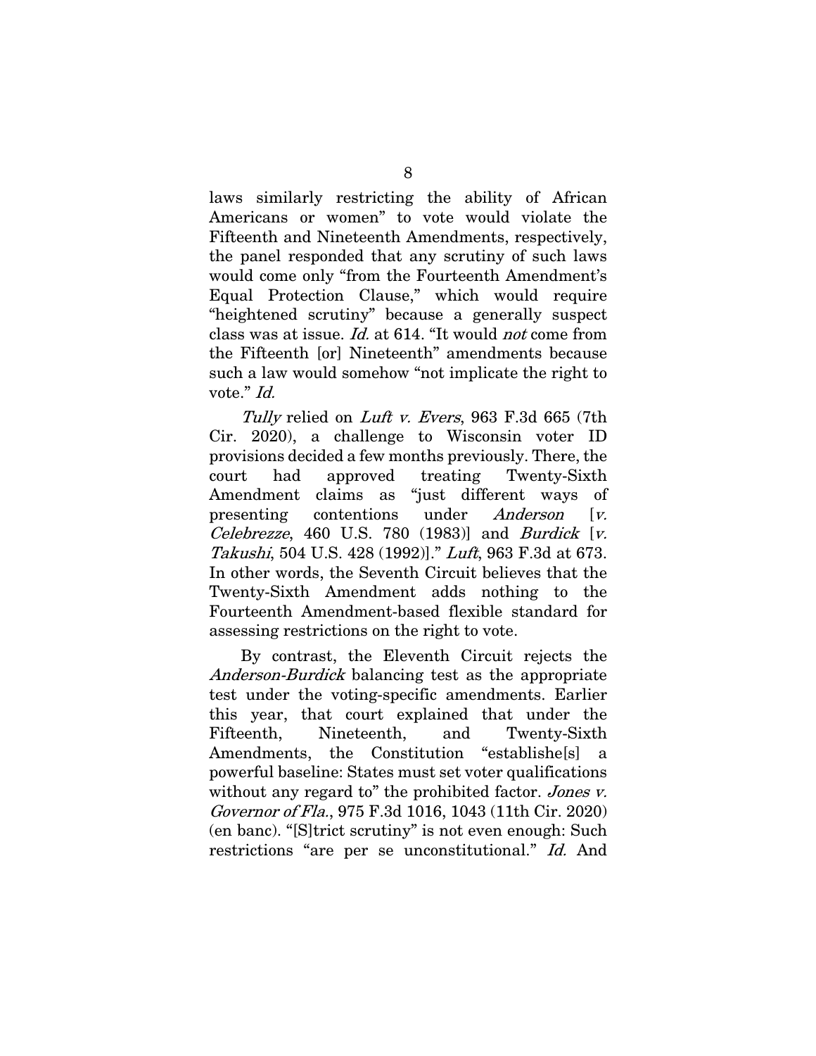laws similarly restricting the ability of African Americans or women" to vote would violate the Fifteenth and Nineteenth Amendments, respectively, the panel responded that any scrutiny of such laws would come only "from the Fourteenth Amendment's Equal Protection Clause," which would require "heightened scrutiny" because a generally suspect class was at issue. *Id.* at 614. "It would *not* come from the Fifteenth [or] Nineteenth" amendments because such a law would somehow "not implicate the right to vote." *Id.*

*Tully* relied on *Luft v. Evers*, 963 F.3d 665 (7th Cir. 2020), a challenge to Wisconsin voter ID provisions decided a few months previously. There, the court had approved treating Twenty-Sixth Amendment claims as "just different ways of presenting contentions under *Anderson* [*v. Celebrezze*, 460 U.S. 780 (1983)] and *Burdick* [*v. Takushi*, 504 U.S. 428 (1992)]." *Luft*, 963 F.3d at 673. In other words, the Seventh Circuit believes that the Twenty-Sixth Amendment adds nothing to the Fourteenth Amendment-based flexible standard for assessing restrictions on the right to vote.

By contrast, the Eleventh Circuit rejects the *Anderson-Burdick* balancing test as the appropriate test under the voting-specific amendments. Earlier this year, that court explained that under the Fifteenth, Nineteenth, and Twenty-Sixth Amendments, the Constitution "establishe[s] a powerful baseline: States must set voter qualifications without any regard to" the prohibited factor. *Jones v. Governor of Fla.*, 975 F.3d 1016, 1043 (11th Cir. 2020) (en banc). "[S]trict scrutiny" is not even enough: Such restrictions "are per se unconstitutional." *Id.* And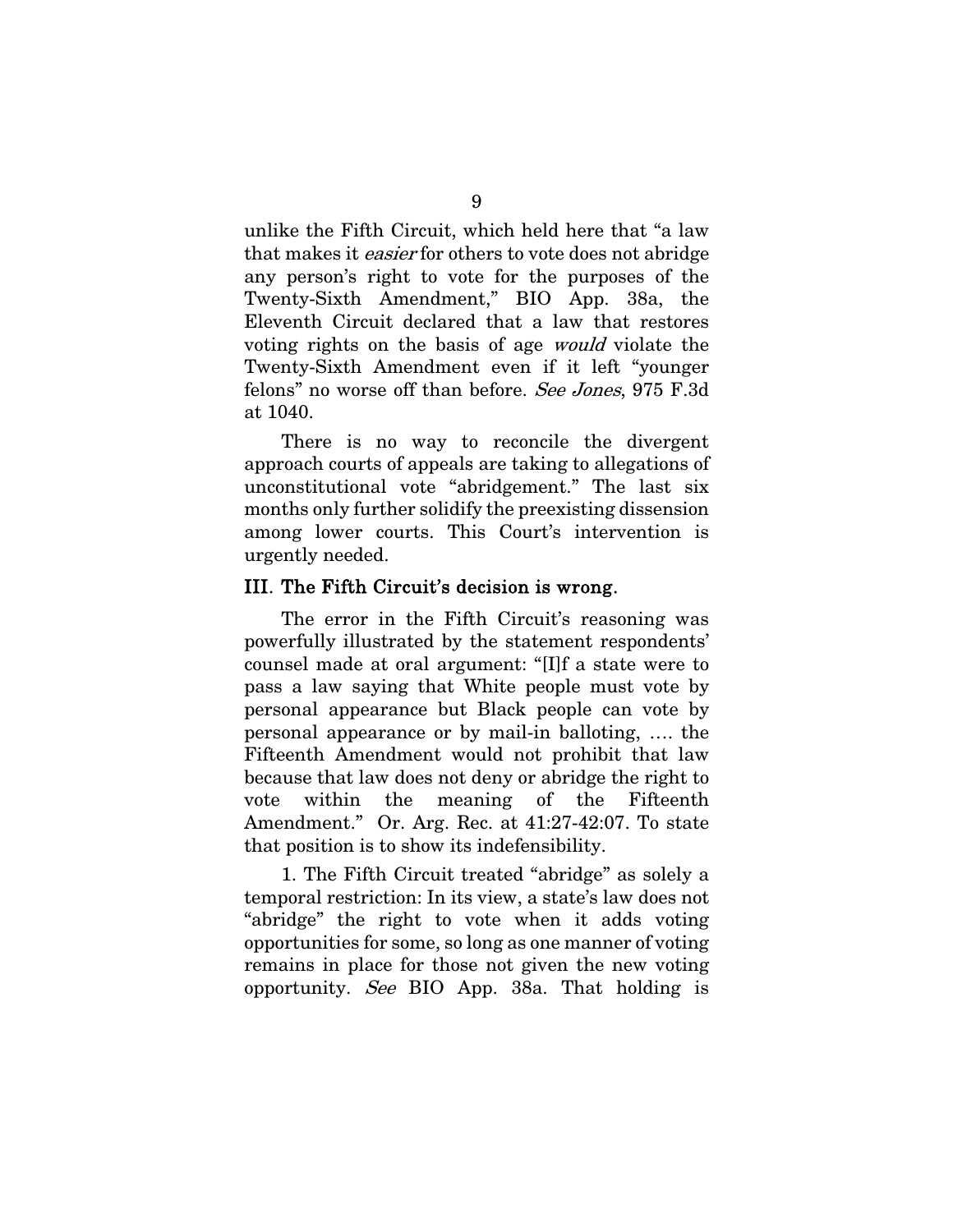unlike the Fifth Circuit, which held here that "a law that makes it *easier* for others to vote does not abridge any person's right to vote for the purposes of the Twenty-Sixth Amendment," BIO App. 38a, the Eleventh Circuit declared that a law that restores voting rights on the basis of age *would* violate the Twenty-Sixth Amendment even if it left "younger felons" no worse off than before. *See Jones*, 975 F.3d at 1040.

There is no way to reconcile the divergent approach courts of appeals are taking to allegations of unconstitutional vote "abridgement." The last six months only further solidify the preexisting dissension among lower courts. This Court's intervention is urgently needed.

### III. The Fifth Circuit's decision is wrong.

The error in the Fifth Circuit's reasoning was powerfully illustrated by the statement respondents' counsel made at oral argument: "[I]f a state were to pass a law saying that White people must vote by personal appearance but Black people can vote by personal appearance or by mail-in balloting, …. the Fifteenth Amendment would not prohibit that law because that law does not deny or abridge the right to vote within the meaning of the Fifteenth Amendment." Or. Arg. Rec. at 41:27-42:07. To state that position is to show its indefensibility.

1. The Fifth Circuit treated "abridge" as solely a temporal restriction: In its view, a state's law does not "abridge" the right to vote when it adds voting opportunities for some, so long as one manner of voting remains in place for those not given the new voting opportunity. *See* BIO App. 38a. That holding is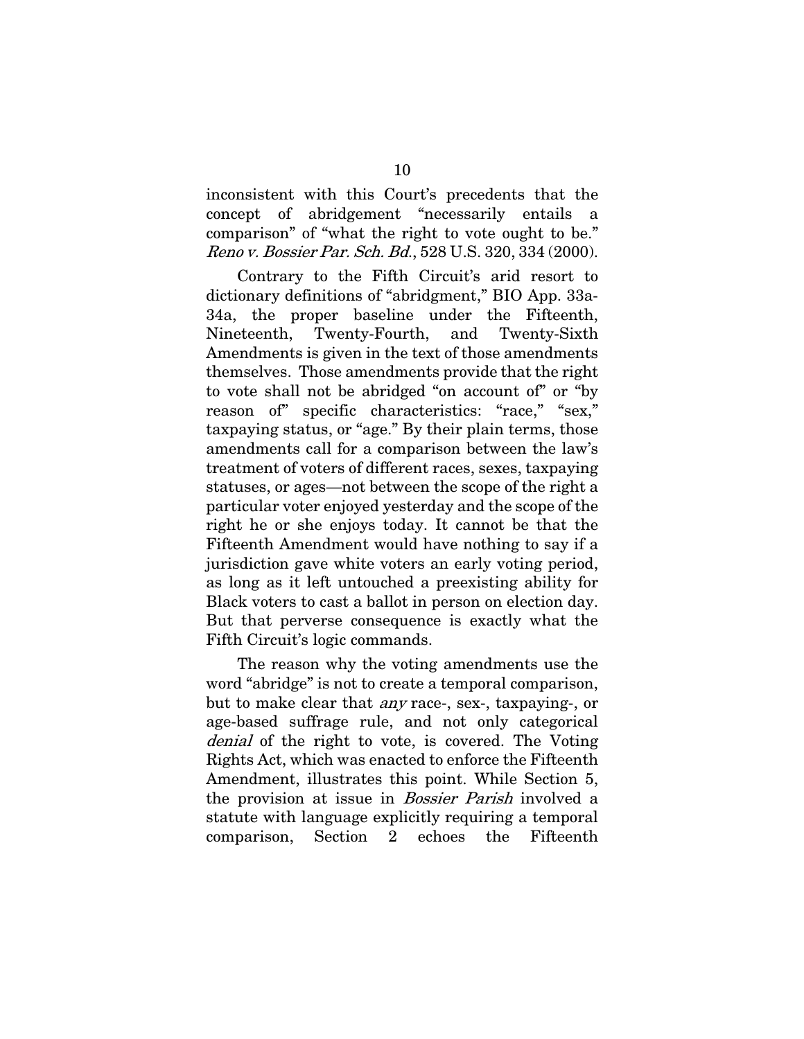inconsistent with this Court's precedents that the concept of abridgement "necessarily entails a comparison" of "what the right to vote ought to be." *Reno v. Bossier Par. Sch. Bd.*, 528 U.S. 320, 334 (2000).

Contrary to the Fifth Circuit's arid resort to dictionary definitions of "abridgment," BIO App. 33a-34a, the proper baseline under the Fifteenth, Nineteenth, Twenty-Fourth, and Twenty-Sixth Amendments is given in the text of those amendments themselves. Those amendments provide that the right to vote shall not be abridged "on account of" or "by reason of" specific characteristics: "race," "sex," taxpaying status, or "age." By their plain terms, those amendments call for a comparison between the law's treatment of voters of different races, sexes, taxpaying statuses, or ages—not between the scope of the right a particular voter enjoyed yesterday and the scope of the right he or she enjoys today. It cannot be that the Fifteenth Amendment would have nothing to say if a jurisdiction gave white voters an early voting period, as long as it left untouched a preexisting ability for Black voters to cast a ballot in person on election day. But that perverse consequence is exactly what the Fifth Circuit's logic commands.

The reason why the voting amendments use the word "abridge" is not to create a temporal comparison, but to make clear that *any* race-, sex-, taxpaying-, or age-based suffrage rule, and not only categorical *denial* of the right to vote, is covered. The Voting Rights Act, which was enacted to enforce the Fifteenth Amendment, illustrates this point. While Section 5, the provision at issue in *Bossier Parish* involved a statute with language explicitly requiring a temporal comparison, Section 2 echoes the Fifteenth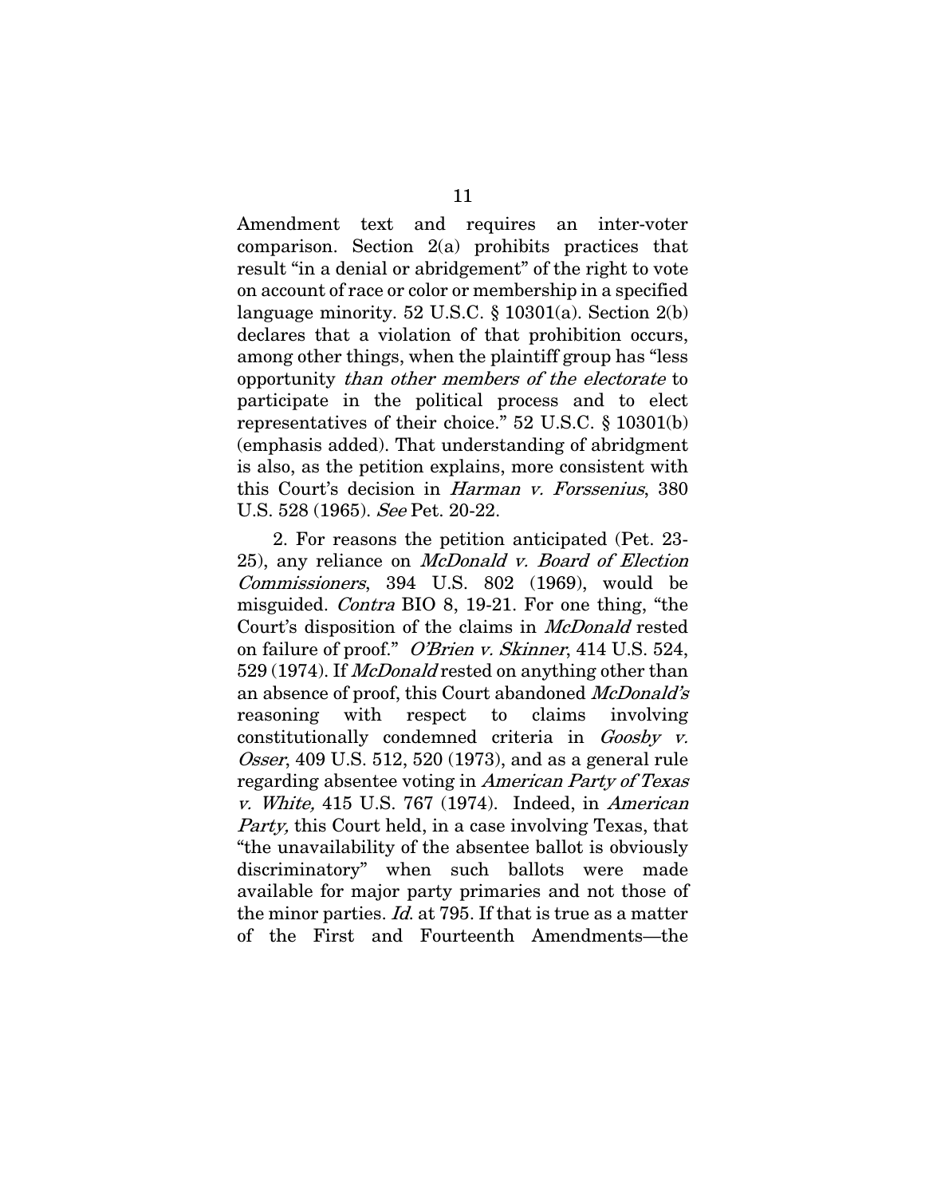Amendment text and requires an inter-voter comparison. Section 2(a) prohibits practices that result "in a denial or abridgement" of the right to vote on account of race or color or membership in a specified language minority. 52 U.S.C. § 10301(a). Section 2(b) declares that a violation of that prohibition occurs, among other things, when the plaintiff group has "less opportunity *than other members of the electorate* to participate in the political process and to elect representatives of their choice." 52 U.S.C. § 10301(b) (emphasis added). That understanding of abridgment is also, as the petition explains, more consistent with this Court's decision in *Harman v. Forssenius*, 380 U.S. 528 (1965). *See* Pet. 20-22.

2. For reasons the petition anticipated (Pet. 23-25), any reliance on *McDonald v. Board of Election Commissioners*, 394 U.S. 802 (1969), would be misguided. *Contra* BIO 8, 19-21. For one thing, "the Court's disposition of the claims in *McDonald* rested on failure of proof." *O'Brien v. Skinner*, 414 U.S. 524, 529 (1974). If *McDonald* rested on anything other than an absence of proof, this Court abandoned *McDonald's* reasoning with respect to claims involving constitutionally condemned criteria in *Goosby v. Osser*, 409 U.S. 512, 520 (1973), and as a general rule regarding absentee voting in *American Party of Texas v. White,* 415 U.S. 767 (1974). Indeed, in *American Party,* this Court held, in a case involving Texas, that "the unavailability of the absentee ballot is obviously discriminatory" when such ballots were made available for major party primaries and not those of the minor parties. *Id.* at 795. If that is true as a matter of the First and Fourteenth Amendments—the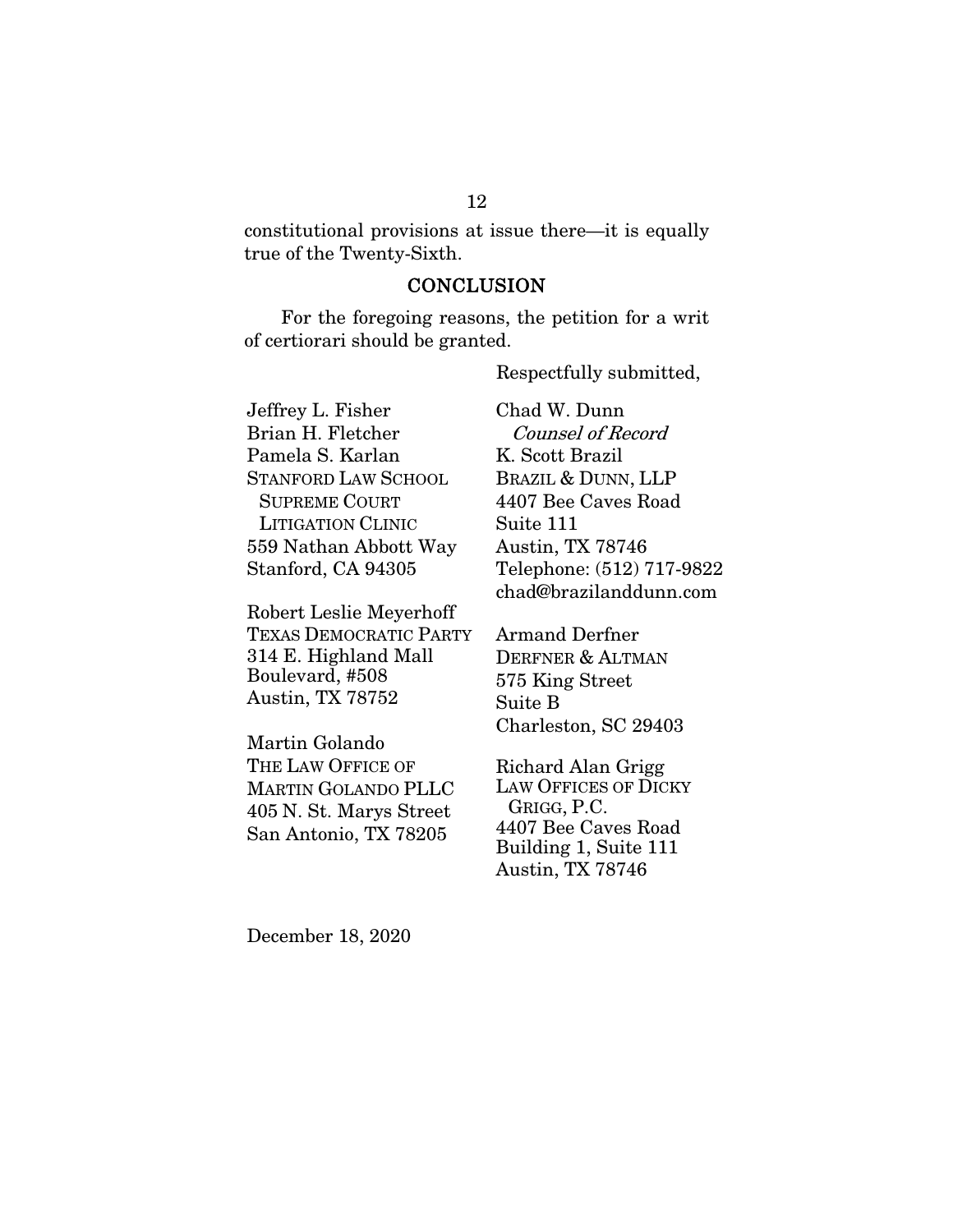constitutional provisions at issue there—it is equally true of the Twenty-Sixth.

## CONCLUSION

For the foregoing reasons, the petition for a writ of certiorari should be granted.

Respectfully submitted,

Chad W. Dunn
*Counsel of Record*
K. Scott Brazil
BRAZIL & DUNN, LLP
4407 Bee Caves Road
Suite 111
Austin, TX 78746
Telephone: (512) 717-9822
chad@brazilanddunn.com

Armand Derfner
DERFNER & ALTMAN
575 King Street
Suite B
Charleston, SC 29403

Richard Alan Grigg
LAW OFFICES OF DICKY GRIGG, P.C.
4407 Bee Caves Road
Building 1, Suite 111
Austin, TX 78746

Jeffrey L. Fisher
Brian H. Fletcher
Pamela S. Karlan
STANFORD LAW SCHOOL SUPREME COURT LITIGATION CLINIC
559 Nathan Abbott Way
Stanford, CA 94305

Robert Leslie Meyerhoff
TEXAS DEMOCRATIC PARTY
314 E. Highland Mall Boulevard, #508
Austin, TX 78752

Martin Golando
THE LAW OFFICE OF MARTIN GOLANDO PLLC
405 N. St. Marys Street
San Antonio, TX 78205

December 18, 2020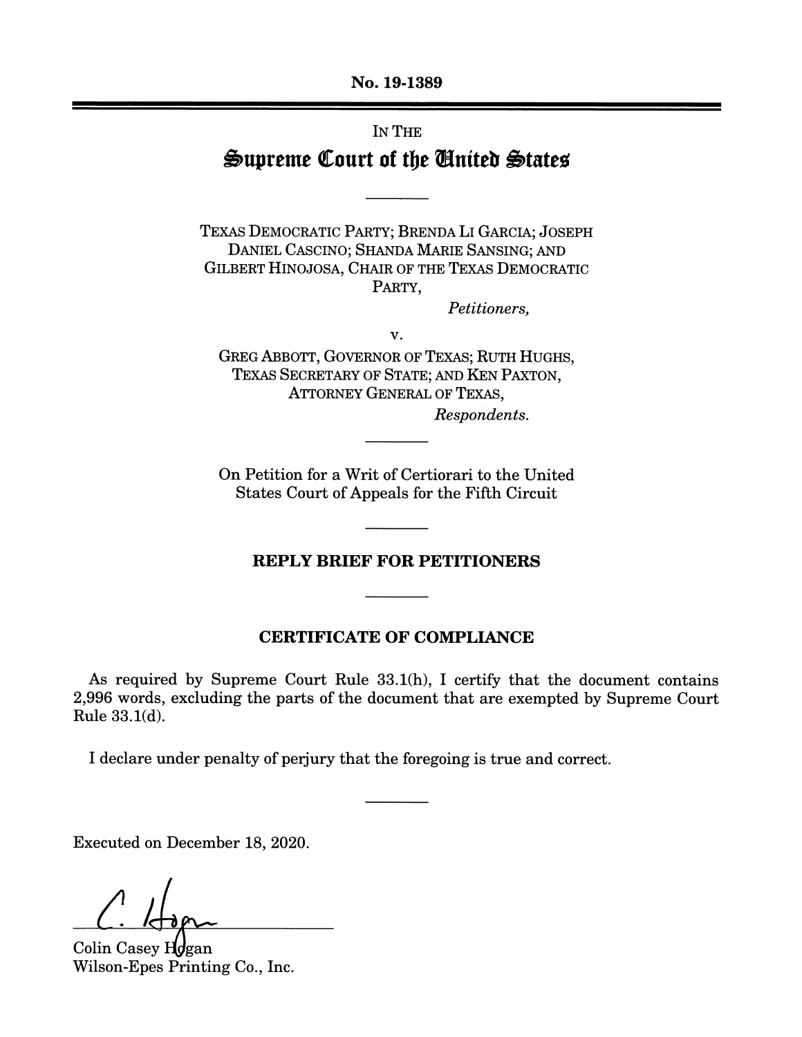No. 19-1389

IN THE

# Supreme Court of the United States

TEXAS DEMOCRATIC PARTY; BRENDA LI GARCIA; JOSEPH DANIEL CASCINO; SHANDA MARIE SANSING; AND GILBERT HINOJOSA, CHAIR OF THE TEXAS DEMOCRATIC PARTY,

*Petitioners,*

v.

GREG ABBOTT, GOVERNOR OF TEXAS; RUTH HUGHS, TEXAS SECRETARY OF STATE; AND KEN PAXTON, ATTORNEY GENERAL OF TEXAS,

*Respondents.*

On Petition for a Writ of Certiorari to the United States Court of Appeals for the Fifth Circuit

**REPLY BRIEF FOR PETITIONERS**

**CERTIFICATE OF COMPLIANCE**

As required by Supreme Court Rule 33.1(h), I certify that the document contains 2,996 words, excluding the parts of the document that are exempted by Supreme Court Rule 33.1(d).

I declare under penalty of perjury that the foregoing is true and correct.

Executed on December 18, 2020.

C. Hogan

Colin Casey Hogan
Wilson-Epes Printing Co., Inc.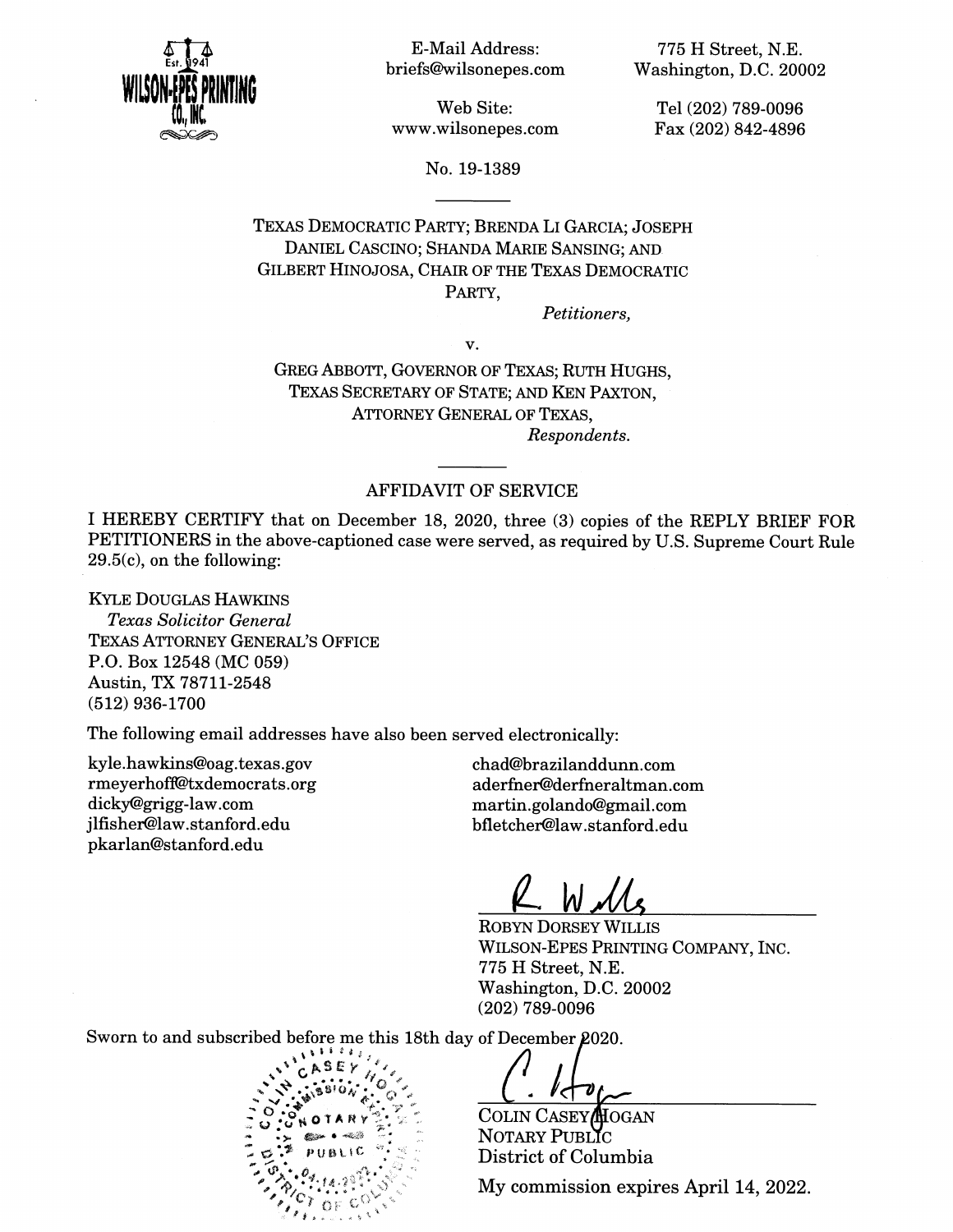WILSON-EPES PRINTING CO., INC. Est. 1941

E-Mail Address:
briefs@wilsonepes.com

Web Site:
www.wilsonepes.com

775 H Street, N.E.
Washington, D.C. 20002

Tel (202) 789-0096
Fax (202) 842-4896

No. 19-1389

---

TEXAS DEMOCRATIC PARTY; BRENDA LI GARCIA; JOSEPH DANIEL CASCINO; SHANDA MARIE SANSING; AND GILBERT HINOJOSA, CHAIR OF THE TEXAS DEMOCRATIC PARTY,

*Petitioners,*

v.

GREG ABBOTT, GOVERNOR OF TEXAS; RUTH HUGHS, TEXAS SECRETARY OF STATE; AND KEN PAXTON, ATTORNEY GENERAL OF TEXAS,

*Respondents.*

---

AFFIDAVIT OF SERVICE

I HEREBY CERTIFY that on December 18, 2020, three (3) copies of the REPLY BRIEF FOR PETITIONERS in the above-captioned case were served, as required by U.S. Supreme Court Rule 29.5(c), on the following:

KYLE DOUGLAS HAWKINS
*Texas Solicitor General*
TEXAS ATTORNEY GENERAL'S OFFICE
P.O. Box 12548 (MC 059)
Austin, TX 78711-2548
(512) 936-1700

The following email addresses have also been served electronically:

kyle.hawkins@oag.texas.gov
rmeyerhoff@txdemocrats.org
dicky@grigg-law.com
jlfisher@law.stanford.edu
pkarlan@stanford.edu
chad@brazilanddunn.com
aderfner@derfneraltman.com
martin.golando@gmail.com
bfletcher@law.stanford.edu

R. Willis

ROBYN DORSEY WILLIS
WILSON-EPES PRINTING COMPANY, INC.
775 H Street, N.E.
Washington, D.C. 20002
(202) 789-0096

Sworn to and subscribed before me this 18th day of December 2020.

C. Hogan

COLIN CASEY HOGAN
NOTARY PUBLIC
District of Columbia
My commission expires April 14, 2022.